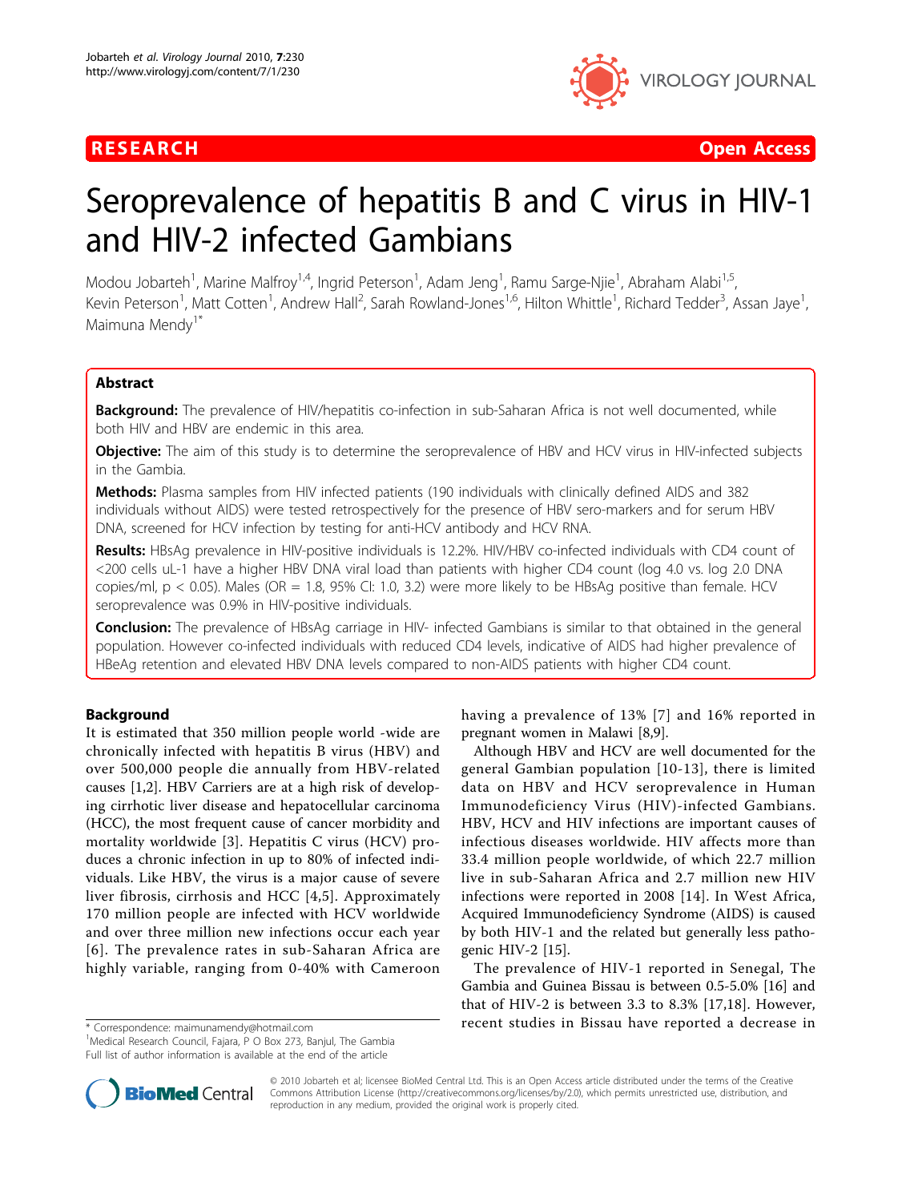# Seroprevalence of hepatitis B and C virus in HIV-1 and HIV-2 infected Gambians

Modou Jobarteh[1], Marine Malfroy[1,4], Ingrid Peterson[1], Adam Jeng[1], Ramu Sarge-Njie[1], Abraham Alabi[1,5], Kevin Peterson[1], Matt Cotten[1], Andrew Hall[2], Sarah Rowland-Jones[1,6], Hilton Whittle[1], Richard Tedder[3], Assan Jaye[1], Maimuna Mendy[1*]

## Abstract

**Background:** The prevalence of HIV/hepatitis co-infection in sub-Saharan Africa is not well documented, while both HIV and HBV are endemic in this area.

**Objective:** The aim of this study is to determine the seroprevalence of HBV and HCV virus in HIV-infected subjects in the Gambia.

**Methods:** Plasma samples from HIV infected patients (190 individuals with clinically defined AIDS and 382 individuals without AIDS) were tested retrospectively for the presence of HBV sero-markers and for serum HBV DNA, screened for HCV infection by testing for anti-HCV antibody and HCV RNA.

**Results:** HBsAg prevalence in HIV-positive individuals is 12.2%. HIV/HBV co-infected individuals with CD4 count of <200 cells uL-1 have a higher HBV DNA viral load than patients with higher CD4 count (log 4.0 vs. log 2.0 DNA copies/ml, $p < 0.05$). Males (OR = 1.8, 95% CI: 1.0, 3.2) were more likely to be HBsAg positive than female. HCV seroprevalence was 0.9% in HIV-positive individuals.

**Conclusion:** The prevalence of HBsAg carriage in HIV- infected Gambians is similar to that obtained in the general population. However co-infected individuals with reduced CD4 levels, indicative of AIDS had higher prevalence of HBeAg retention and elevated HBV DNA levels compared to non-AIDS patients with higher CD4 count.

## Background

It is estimated that 350 million people world -wide are chronically infected with hepatitis B virus (HBV) and over 500,000 people die annually from HBV-related causes [1,2]. HBV Carriers are at a high risk of developing cirrhotic liver disease and hepatocellular carcinoma (HCC), the most frequent cause of cancer morbidity and mortality worldwide [3]. Hepatitis C virus (HCV) produces a chronic infection in up to 80% of infected individuals. Like HBV, the virus is a major cause of severe liver fibrosis, cirrhosis and HCC [4,5]. Approximately 170 million people are infected with HCV worldwide and over three million new infections occur each year [6]. The prevalence rates in sub-Saharan Africa are highly variable, ranging from 0-40% with Cameroon having a prevalence of 13% [7] and 16% reported in pregnant women in Malawi [8,9].

Although HBV and HCV are well documented for the general Gambian population [10-13], there is limited data on HBV and HCV seroprevalence in Human Immunodeficiency Virus (HIV)-infected Gambians. HBV, HCV and HIV infections are important causes of infectious diseases worldwide. HIV affects more than 33.4 million people worldwide, of which 22.7 million live in sub-Saharan Africa and 2.7 million new HIV infections were reported in 2008 [14]. In West Africa, Acquired Immunodeficiency Syndrome (AIDS) is caused by both HIV-1 and the related but generally less pathogenic HIV-2 [15].

The prevalence of HIV-1 reported in Senegal, The Gambia and Guinea Bissau is between 0.5-5.0% [16] and that of HIV-2 is between 3.3 to 8.3% [17,18]. However, recent studies in Bissau have reported a decrease in

\* Correspondence: maimunamendy@hotmail.com
[1]Medical Research Council, Fajara, P O Box 273, Banjul, The Gambia
Full list of author information is available at the end of the article

© 2010 Jobarteh et al; licensee BioMed Central Ltd. This is an Open Access article distributed under the terms of the Creative Commons Attribution License (http://creativecommons.org/licenses/by/2.0), which permits unrestricted use, distribution, and reproduction in any medium, provided the original work is properly cited.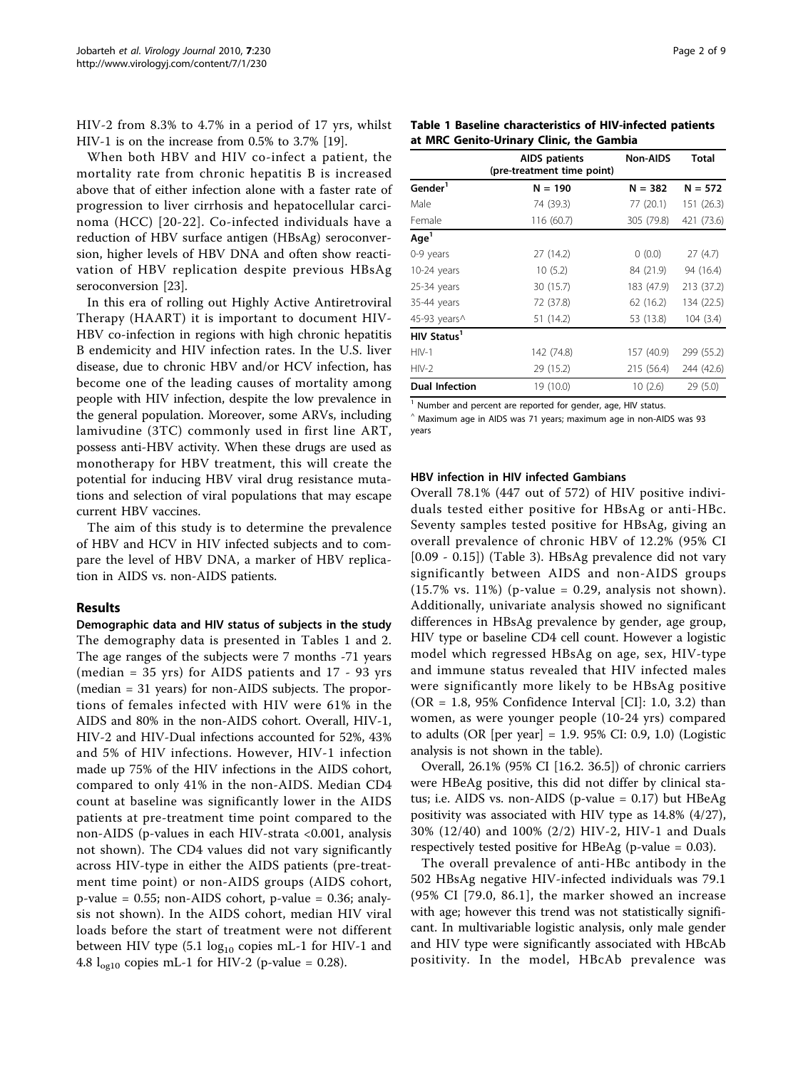HIV-2 from 8.3% to 4.7% in a period of 17 yrs, whilst HIV-1 is on the increase from 0.5% to 3.7% [19].

When both HBV and HIV co-infect a patient, the mortality rate from chronic hepatitis B is increased above that of either infection alone with a faster rate of progression to liver cirrhosis and hepatocellular carcinoma (HCC) [20-22]. Co-infected individuals have a reduction of HBV surface antigen (HBsAg) seroconversion, higher levels of HBV DNA and often show reactivation of HBV replication despite previous HBsAg seroconversion [23].

In this era of rolling out Highly Active Antiretroviral Therapy (HAART) it is important to document HIV-HBV co-infection in regions with high chronic hepatitis B endemicity and HIV infection rates. In the U.S. liver disease, due to chronic HBV and/or HCV infection, has become one of the leading causes of mortality among people with HIV infection, despite the low prevalence in the general population. Moreover, some ARVs, including lamivudine (3TC) commonly used in first line ART, possess anti-HBV activity. When these drugs are used as monotherapy for HBV treatment, this will create the potential for inducing HBV viral drug resistance mutations and selection of viral populations that may escape current HBV vaccines.

The aim of this study is to determine the prevalence of HBV and HCV in HIV infected subjects and to compare the level of HBV DNA, a marker of HBV replication in AIDS vs. non-AIDS patients.

## Results

### Demographic data and HIV status of subjects in the study

The demography data is presented in Tables 1 and 2. The age ranges of the subjects were 7 months -71 years (median = 35 yrs) for AIDS patients and 17 - 93 yrs (median = 31 years) for non-AIDS subjects. The proportions of females infected with HIV were 61% in the AIDS and 80% in the non-AIDS cohort. Overall, HIV-1, HIV-2 and HIV-Dual infections accounted for 52%, 43% and 5% of HIV infections. However, HIV-1 infection made up 75% of the HIV infections in the AIDS cohort, compared to only 41% in the non-AIDS. Median CD4 count at baseline was significantly lower in the AIDS patients at pre-treatment time point compared to the non-AIDS (p-values in each HIV-strata <0.001, analysis not shown). The CD4 values did not vary significantly across HIV-type in either the AIDS patients (pre-treatment time point) or non-AIDS groups (AIDS cohort, p-value = 0.55; non-AIDS cohort, p-value = 0.36; analysis not shown). In the AIDS cohort, median HIV viral loads before the start of treatment were not different between HIV type (5.1 $\log_{10}$ copies mL-1 for HIV-1 and 4.8 $\log_{10}$ copies mL-1 for HIV-2 (p-value = 0.28).

**Table 1 Baseline characteristics of HIV-infected patients at MRC Genito-Urinary Clinic, the Gambia**

| | AIDS patients (pre-treatment time point) | Non-AIDS | Total |
|---|---|---|---|
| **Gender**[1] | **N = 190** | **N = 382** | **N = 572** |
| Male | 74 (39.3) | 77 (20.1) | 151 (26.3) |
| Female | 116 (60.7) | 305 (79.8) | 421 (73.6) |
| **Age**[1] | | | |
| 0-9 years | 27 (14.2) | 0 (0.0) | 27 (4.7) |
| 10-24 years | 10 (5.2) | 84 (21.9) | 94 (16.4) |
| 25-34 years | 30 (15.7) | 183 (47.9) | 213 (37.2) |
| 35-44 years | 72 (37.8) | 62 (16.2) | 134 (22.5) |
| 45-93 years^ | 51 (14.2) | 53 (13.8) | 104 (3.4) |
| **HIV Status**[1] | | | |
| HIV-1 | 142 (74.8) | 157 (40.9) | 299 (55.2) |
| HIV-2 | 29 (15.2) | 215 (56.4) | 244 (42.6) |
| **Dual Infection** | 19 (10.0) | 10 (2.6) | 29 (5.0) |

[1] Number and percent are reported for gender, age, HIV status.

^ Maximum age in AIDS was 71 years; maximum age in non-AIDS was 93 years

### HBV infection in HIV infected Gambians

Overall 78.1% (447 out of 572) of HIV positive individuals tested either positive for HBsAg or anti-HBc. Seventy samples tested positive for HBsAg, giving an overall prevalence of chronic HBV of 12.2% (95% CI [0.09 - 0.15]) (Table 3). HBsAg prevalence did not vary significantly between AIDS and non-AIDS groups (15.7% vs. 11%) (p-value = 0.29, analysis not shown). Additionally, univariate analysis showed no significant differences in HBsAg prevalence by gender, age group, HIV type or baseline CD4 cell count. However a logistic model which regressed HBsAg on age, sex, HIV-type and immune status revealed that HIV infected males were significantly more likely to be HBsAg positive (OR = 1.8, 95% Confidence Interval [CI]: 1.0, 3.2) than women, as were younger people (10-24 yrs) compared to adults (OR [per year] = 1.9. 95% CI: 0.9, 1.0) (Logistic analysis is not shown in the table).

Overall, 26.1% (95% CI [16.2. 36.5]) of chronic carriers were HBeAg positive, this did not differ by clinical status; i.e. AIDS vs. non-AIDS (p-value = 0.17) but HBeAg positivity was associated with HIV type as 14.8% (4/27), 30% (12/40) and 100% (2/2) HIV-2, HIV-1 and Duals respectively tested positive for HBeAg (p-value = 0.03).

The overall prevalence of anti-HBc antibody in the 502 HBsAg negative HIV-infected individuals was 79.1 (95% CI [79.0, 86.1], the marker showed an increase with age; however this trend was not statistically significant. In multivariable logistic analysis, only male gender and HIV type were significantly associated with HBcAb positivity. In the model, HBcAb prevalence was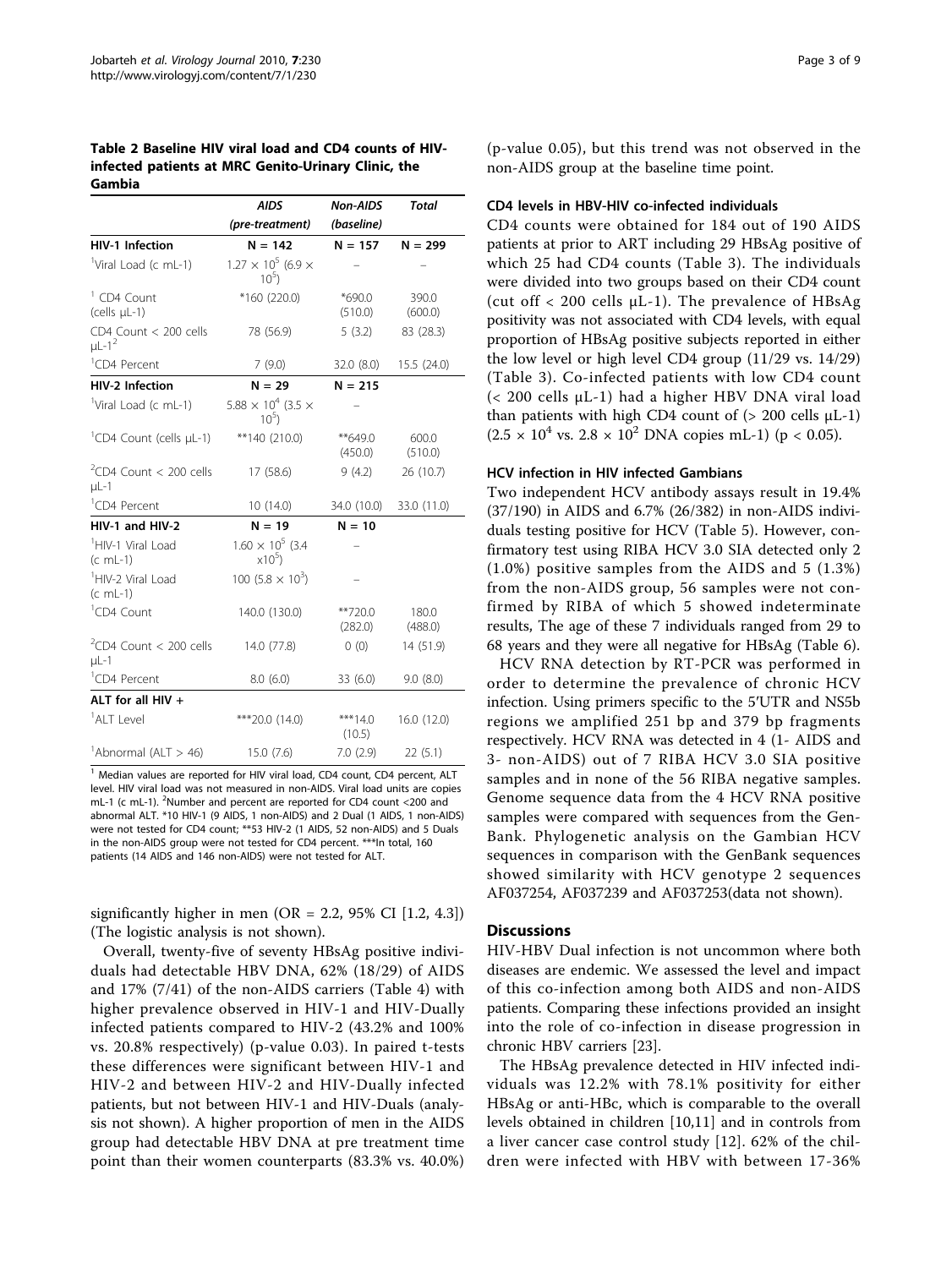**Table 2 Baseline HIV viral load and CD4 counts of HIV-infected patients at MRC Genito-Urinary Clinic, the Gambia**

| | *AIDS* (pre-treatment) | *Non-AIDS* (baseline) | *Total* |
|---|---|---|---|
| **HIV-1 Infection** | **N = 142** | **N = 157** | **N = 299** |
| [1]Viral Load (c mL-1) | $1.27 \times 10^5$ ($6.9 \times 10^5$) | – | – |
| [1] CD4 Count (cells µL-1) | *160 (220.0) | *690.0 (510.0) | 390.0 (600.0) |
| CD4 Count < 200 cells µL-1[2] | 78 (56.9) | 5 (3.2) | 83 (28.3) |
| [1]CD4 Percent | 7 (9.0) | 32.0 (8.0) | 15.5 (24.0) |
| **HIV-2 Infection** | **N = 29** | **N = 215** | |
| [1]Viral Load (c mL-1) | $5.88 \times 10^4$ ($3.5 \times 10^5$) | – | |
| [1]CD4 Count (cells µL-1) | **140 (210.0) | **649.0 (450.0) | 600.0 (510.0) |
| [2]CD4 Count < 200 cells µL-1 | 17 (58.6) | 9 (4.2) | 26 (10.7) |
| [1]CD4 Percent | 10 (14.0) | 34.0 (10.0) | 33.0 (11.0) |
| **HIV-1 and HIV-2** | **N = 19** | **N = 10** | |
| [1]HIV-1 Viral Load (c mL-1) | $1.60 \times 10^5$ ($3.4 \times 10^5$) | – | |
| [1]HIV-2 Viral Load (c mL-1) | 100 ($5.8 \times 10^3$) | – | |
| [1]CD4 Count | 140.0 (130.0) | **720.0 (282.0) | 180.0 (488.0) |
| [2]CD4 Count < 200 cells µL-1 | 14.0 (77.8) | 0 (0) | 14 (51.9) |
| [1]CD4 Percent | 8.0 (6.0) | 33 (6.0) | 9.0 (8.0) |
| **ALT for all HIV +** | | | |
| [1]ALT Level | ***20.0 (14.0) | ***14.0 (10.5) | 16.0 (12.0) |
| [1]Abnormal (ALT > 46) | 15.0 (7.6) | 7.0 (2.9) | 22 (5.1) |

[1] Median values are reported for HIV viral load, CD4 count, CD4 percent, ALT level. HIV viral load was not measured in non-AIDS. Viral load units are copies mL-1 (c mL-1). [2]Number and percent are reported for CD4 count <200 and abnormal ALT. *10 HIV-1 (9 AIDS, 1 non-AIDS) and 2 Dual (1 AIDS, 1 non-AIDS) were not tested for CD4 count; **53 HIV-2 (1 AIDS, 52 non-AIDS) and 5 Duals in the non-AIDS group were not tested for CD4 percent. ***In total, 160 patients (14 AIDS and 146 non-AIDS) were not tested for ALT.

significantly higher in men (OR = 2.2, 95% CI [1.2, 4.3]) (The logistic analysis is not shown).

Overall, twenty-five of seventy HBsAg positive individuals had detectable HBV DNA, 62% (18/29) of AIDS and 17% (7/41) of the non-AIDS carriers (Table 4) with higher prevalence observed in HIV-1 and HIV-Dually infected patients compared to HIV-2 (43.2% and 100% vs. 20.8% respectively) (p-value 0.03). In paired t-tests these differences were significant between HIV-1 and HIV-2 and between HIV-2 and HIV-Dually infected patients, but not between HIV-1 and HIV-Duals (analysis not shown). A higher proportion of men in the AIDS group had detectable HBV DNA at pre treatment time point than their women counterparts (83.3% vs. 40.0%) (p-value 0.05), but this trend was not observed in the non-AIDS group at the baseline time point.

### CD4 levels in HBV-HIV co-infected individuals

CD4 counts were obtained for 184 out of 190 AIDS patients at prior to ART including 29 HBsAg positive of which 25 had CD4 counts (Table 3). The individuals were divided into two groups based on their CD4 count (cut off < 200 cells µL-1). The prevalence of HBsAg positivity was not associated with CD4 levels, with equal proportion of HBsAg positive subjects reported in either the low level or high level CD4 group (11/29 vs. 14/29) (Table 3). Co-infected patients with low CD4 count (< 200 cells µL-1) had a higher HBV DNA viral load than patients with high CD4 count of (> 200 cells µL-1) ($2.5 \times 10^4$ vs. $2.8 \times 10^2$ DNA copies mL-1) ($p < 0.05$).

### HCV infection in HIV infected Gambians

Two independent HCV antibody assays result in 19.4% (37/190) in AIDS and 6.7% (26/382) in non-AIDS individuals testing positive for HCV (Table 5). However, confirmatory test using RIBA HCV 3.0 SIA detected only 2 (1.0%) positive samples from the AIDS and 5 (1.3%) from the non-AIDS group, 56 samples were not confirmed by RIBA of which 5 showed indeterminate results, The age of these 7 individuals ranged from 29 to 68 years and they were all negative for HBsAg (Table 6).

HCV RNA detection by RT-PCR was performed in order to determine the prevalence of chronic HCV infection. Using primers specific to the 5′UTR and NS5b regions we amplified 251 bp and 379 bp fragments respectively. HCV RNA was detected in 4 (1- AIDS and 3- non-AIDS) out of 7 RIBA HCV 3.0 SIA positive samples and in none of the 56 RIBA negative samples. Genome sequence data from the 4 HCV RNA positive samples were compared with sequences from the GenBank. Phylogenetic analysis on the Gambian HCV sequences in comparison with the GenBank sequences showed similarity with HCV genotype 2 sequences AF037254, AF037239 and AF037253(data not shown).

## Discussions

HIV-HBV Dual infection is not uncommon where both diseases are endemic. We assessed the level and impact of this co-infection among both AIDS and non-AIDS patients. Comparing these infections provided an insight into the role of co-infection in disease progression in chronic HBV carriers [23].

The HBsAg prevalence detected in HIV infected individuals was 12.2% with 78.1% positivity for either HBsAg or anti-HBc, which is comparable to the overall levels obtained in children [10,11] and in controls from a liver cancer case control study [12]. 62% of the children were infected with HBV with between 17-36%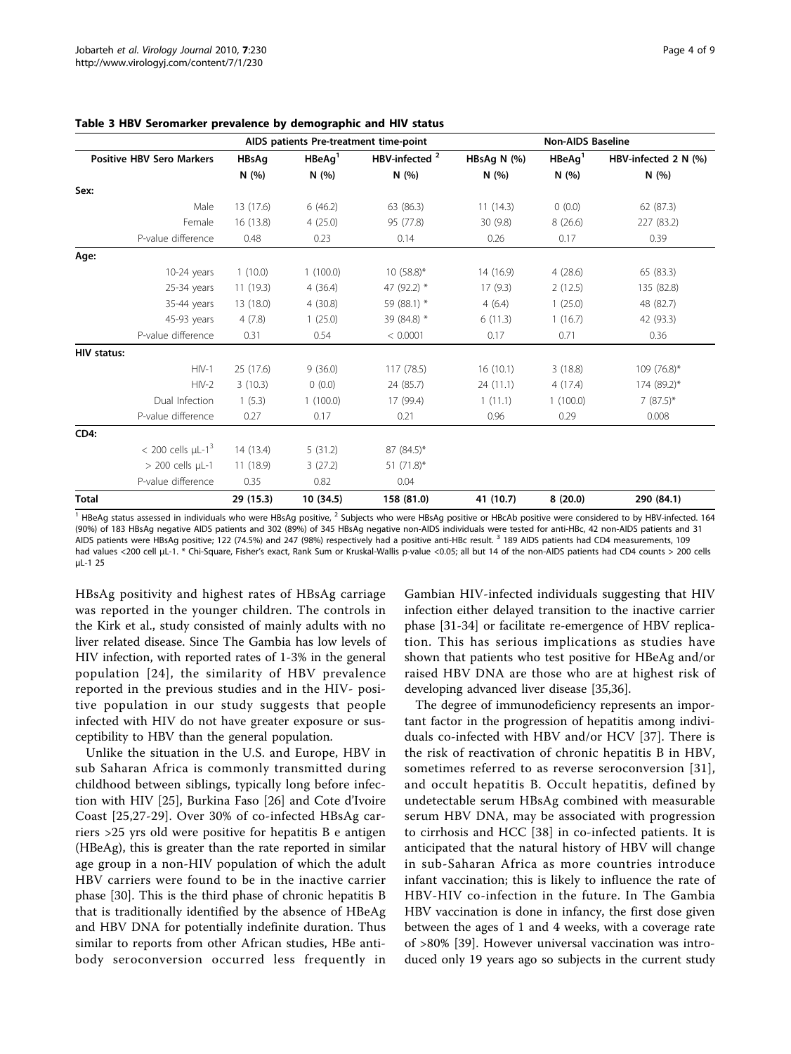**Table 3 HBV Seromarker prevalence by demographic and HIV status**

| | AIDS patients Pre-treatment time-point | | | Non-AIDS Baseline | | |
|---|---|---|---|---|---|---|
| **Positive HBV Sero Markers** | HBsAg N (%) | HBeAg[1] N (%) | HBV-infected [2] N (%) | HBsAg N (%) N (%) | HBeAg[1] N (%) | HBV-infected 2 N (%) N (%) |
| **Sex:** | | | | | | |
| Male | 13 (17.6) | 6 (46.2) | 63 (86.3) | 11 (14.3) | 0 (0.0) | 62 (87.3) |
| Female | 16 (13.8) | 4 (25.0) | 95 (77.8) | 30 (9.8) | 8 (26.6) | 227 (83.2) |
| P-value difference | 0.48 | 0.23 | 0.14 | 0.26 | 0.17 | 0.39 |
| **Age:** | | | | | | |
| 10-24 years | 1 (10.0) | 1 (100.0) | 10 (58.8)* | 14 (16.9) | 4 (28.6) | 65 (83.3) |
| 25-34 years | 11 (19.3) | 4 (36.4) | 47 (92.2) * | 17 (9.3) | 2 (12.5) | 135 (82.8) |
| 35-44 years | 13 (18.0) | 4 (30.8) | 59 (88.1) * | 4 (6.4) | 1 (25.0) | 48 (82.7) |
| 45-93 years | 4 (7.8) | 1 (25.0) | 39 (84.8) * | 6 (11.3) | 1 (16.7) | 42 (93.3) |
| P-value difference | 0.31 | 0.54 | < 0.0001 | 0.17 | 0.71 | 0.36 |
| **HIV status:** | | | | | | |
| HIV-1 | 25 (17.6) | 9 (36.0) | 117 (78.5) | 16 (10.1) | 3 (18.8) | 109 (76.8)* |
| HIV-2 | 3 (10.3) | 0 (0.0) | 24 (85.7) | 24 (11.1) | 4 (17.4) | 174 (89.2)* |
| Dual Infection | 1 (5.3) | 1 (100.0) | 17 (99.4) | 1 (11.1) | 1 (100.0) | 7 (87.5)* |
| P-value difference | 0.27 | 0.17 | 0.21 | 0.96 | 0.29 | 0.008 |
| **CD4:** | | | | | | |
| < 200 cells µL-1[3] | 14 (13.4) | 5 (31.2) | 87 (84.5)* | | | |
| > 200 cells µL-1 | 11 (18.9) | 3 (27.2) | 51 (71.8)* | | | |
| P-value difference | 0.35 | 0.82 | 0.04 | | | |
| **Total** | 29 (15.3) | 10 (34.5) | 158 (81.0) | 41 (10.7) | 8 (20.0) | 290 (84.1) |

[1] HBeAg status assessed in individuals who were HBsAg positive, [2] Subjects who were HBsAg positive or HBcAb positive were considered to by HBV-infected. 164 (90%) of 183 HBsAg negative AIDS patients and 302 (89%) of 345 HBsAg negative non-AIDS individuals were tested for anti-HBc, 42 non-AIDS patients and 31 AIDS patients were HBsAg positive; 122 (74.5%) and 247 (98%) respectively had a positive anti-HBc result. [3] 189 AIDS patients had CD4 measurements, 109 had values <200 cell µL-1. * Chi-Square, Fisher's exact, Rank Sum or Kruskal-Wallis p-value <0.05; all but 14 of the non-AIDS patients had CD4 counts > 200 cells µL-1 25

HBsAg positivity and highest rates of HBsAg carriage was reported in the younger children. The controls in the Kirk et al., study consisted of mainly adults with no liver related disease. Since The Gambia has low levels of HIV infection, with reported rates of 1-3% in the general population [24], the similarity of HBV prevalence reported in the previous studies and in the HIV- positive population in our study suggests that people infected with HIV do not have greater exposure or susceptibility to HBV than the general population.

Unlike the situation in the U.S. and Europe, HBV in sub Saharan Africa is commonly transmitted during childhood between siblings, typically long before infection with HIV [25], Burkina Faso [26] and Cote d'Ivoire Coast [25,27-29]. Over 30% of co-infected HBsAg carriers >25 yrs old were positive for hepatitis B e antigen (HBeAg), this is greater than the rate reported in similar age group in a non-HIV population of which the adult HBV carriers were found to be in the inactive carrier phase [30]. This is the third phase of chronic hepatitis B that is traditionally identified by the absence of HBeAg and HBV DNA for potentially indefinite duration. Thus similar to reports from other African studies, HBe antibody seroconversion occurred less frequently in Gambian HIV-infected individuals suggesting that HIV infection either delayed transition to the inactive carrier phase [31-34] or facilitate re-emergence of HBV replication. This has serious implications as studies have shown that patients who test positive for HBeAg and/or raised HBV DNA are those who are at highest risk of developing advanced liver disease [35,36].

The degree of immunodeficiency represents an important factor in the progression of hepatitis among individuals co-infected with HBV and/or HCV [37]. There is the risk of reactivation of chronic hepatitis B in HBV, sometimes referred to as reverse seroconversion [31], and occult hepatitis B. Occult hepatitis, defined by undetectable serum HBsAg combined with measurable serum HBV DNA, may be associated with progression to cirrhosis and HCC [38] in co-infected patients. It is anticipated that the natural history of HBV will change in sub-Saharan Africa as more countries introduce infant vaccination; this is likely to influence the rate of HBV-HIV co-infection in the future. In The Gambia HBV vaccination is done in infancy, the first dose given between the ages of 1 and 4 weeks, with a coverage rate of >80% [39]. However universal vaccination was introduced only 19 years ago so subjects in the current study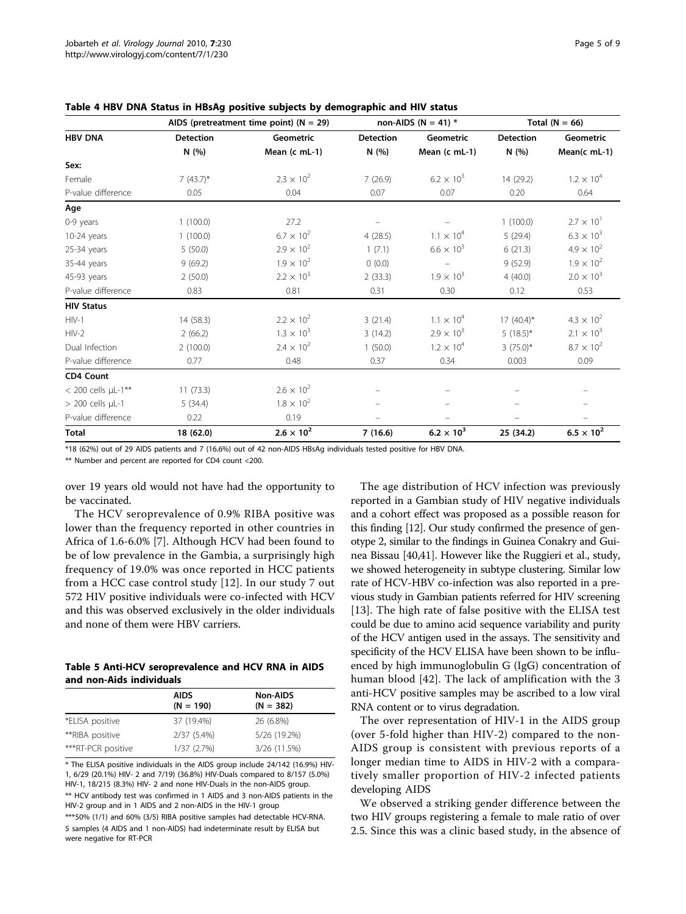**Table 4 HBV DNA Status in HBsAg positive subjects by demographic and HIV status**

| HBV DNA | AIDS (pretreatment time point) (N = 29) | | non-AIDS (N = 41) * | | Total (N = 66) | |
|---|---|---|---|---|---|---|
| | Detection N (%) | Geometric Mean (c mL-1) | Detection N (%) | Geometric Mean (c mL-1) | Detection N (%) | Geometric Mean(c mL-1) |
| **Sex:** | | | | | | |
| Female | 7 (43.7)* | $2.3 \times 10^2$ | 7 (26.9) | $6.2 \times 10^3$ | 14 (29.2) | $1.2 \times 10^4$ |
| P-value difference | 0.05 | 0.04 | 0.07 | 0.07 | 0.20 | 0.64 |
| **Age** | | | | | | |
| 0-9 years | 1 (100.0) | 27.2 | – | – | 1 (100.0) | $2.7 \times 10^1$ |
| 10-24 years | 1 (100.0) | $6.7 \times 10^2$ | 4 (28.5) | $1.1 \times 10^4$ | 5 (29.4) | $6.3 \times 10^3$ |
| 25-34 years | 5 (50.0) | $2.9 \times 10^2$ | 1 (7.1) | $6.6 \times 10^3$ | 6 (21.3) | $4.9 \times 10^2$ |
| 35-44 years | 9 (69.2) | $1.9 \times 10^2$ | 0 (0.0) | – | 9 (52.9) | $1.9 \times 10^2$ |
| 45-93 years | 2 (50.0) | $2.2 \times 10^3$ | 2 (33.3) | $1.9 \times 10^3$ | 4 (40.0) | $2.0 \times 10^3$ |
| P-value difference | 0.83 | 0.81 | 0.31 | 0.30 | 0.12 | 0.53 |
| **HIV Status** | | | | | | |
| HIV-1 | 14 (58.3) | $2.2 \times 10^2$ | 3 (21.4) | $1.1 \times 10^4$ | 17 (40.4)* | $4.3 \times 10^2$ |
| HIV-2 | 2 (66.2) | $1.3 \times 10^3$ | 3 (14.2) | $2.9 \times 10^3$ | 5 (18.5)* | $2.1 \times 10^3$ |
| Dual Infection | 2 (100.0) | $2.4 \times 10^2$ | 1 (50.0) | $1.2 \times 10^4$ | 3 (75.0)* | $8.7 \times 10^2$ |
| P-value difference | 0.77 | 0.48 | 0.37 | 0.34 | 0.003 | 0.09 |
| **CD4 Count** | | | | | | |
| < 200 cells µL-1** | 11 (73.3) | $2.6 \times 10^2$ | – | – | – | – |
| > 200 cells µL-1 | 5 (34.4) | $1.8 \times 10^2$ | – | – | – | – |
| P-value difference | 0.22 | 0.19 | – | – | – | – |
| **Total** | **18 (62.0)** | $\mathbf{2.6 \times 10^2}$ | **7 (16.6)** | $\mathbf{6.2 \times 10^3}$ | **25 (34.2)** | $\mathbf{6.5 \times 10^2}$ |

*18 (62%) out of 29 AIDS patients and 7 (16.6%) out of 42 non-AIDS HBsAg individuals tested positive for HBV DNA.

** Number and percent are reported for CD4 count <200.

over 19 years old would not have had the opportunity to be vaccinated.

The HCV seroprevalence of 0.9% RIBA positive was lower than the frequency reported in other countries in Africa of 1.6-6.0% [7]. Although HCV had been found to be of low prevalence in the Gambia, a surprisingly high frequency of 19.0% was once reported in HCC patients from a HCC case control study [12]. In our study 7 out 572 HIV positive individuals were co-infected with HCV and this was observed exclusively in the older individuals and none of them were HBV carriers.

**Table 5 Anti-HCV seroprevalence and HCV RNA in AIDS and non-Aids individuals**

| | AIDS (N = 190) | Non-AIDS (N = 382) |
|---|---|---|
| *ELISA positive | 37 (19.4%) | 26 (6.8%) |
| **RIBA positive | 2/37 (5.4%) | 5/26 (19.2%) |
| ***RT-PCR positive | 1/37 (2.7%) | 3/26 (11.5%) |

* The ELISA positive individuals in the AIDS group include 24/142 (16.9%) HIV-1, 6/29 (20.1%) HIV- 2 and 7/19) (36.8%) HIV-Duals compared to 8/157 (5.0%) HIV-1, 18/215 (8.3%) HIV- 2 and none HIV-Duals in the non-AIDS group.

** HCV antibody test was confirmed in 1 AIDS and 3 non-AIDS patients in the HIV-2 group and in 1 AIDS and 2 non-AIDS in the HIV-1 group

***50% (1/1) and 60% (3/5) RIBA positive samples had detectable HCV-RNA. 5 samples (4 AIDS and 1 non-AIDS) had indeterminate result by ELISA but were negative for RT-PCR

The age distribution of HCV infection was previously reported in a Gambian study of HIV negative individuals and a cohort effect was proposed as a possible reason for this finding [12]. Our study confirmed the presence of genotype 2, similar to the findings in Guinea Conakry and Guinea Bissau [40,41]. However like the Ruggieri et al., study, we showed heterogeneity in subtype clustering. Similar low rate of HCV-HBV co-infection was also reported in a previous study in Gambian patients referred for HIV screening [13]. The high rate of false positive with the ELISA test could be due to amino acid sequence variability and purity of the HCV antigen used in the assays. The sensitivity and specificity of the HCV ELISA have been shown to be influenced by high immunoglobulin G (IgG) concentration of human blood [42]. The lack of amplification with the 3 anti-HCV positive samples may be ascribed to a low viral RNA content or to virus degradation.

The over representation of HIV-1 in the AIDS group (over 5-fold higher than HIV-2) compared to the non-AIDS group is consistent with previous reports of a longer median time to AIDS in HIV-2 with a comparatively smaller proportion of HIV-2 infected patients developing AIDS

We observed a striking gender difference between the two HIV groups registering a female to male ratio of over 2.5. Since this was a clinic based study, in the absence of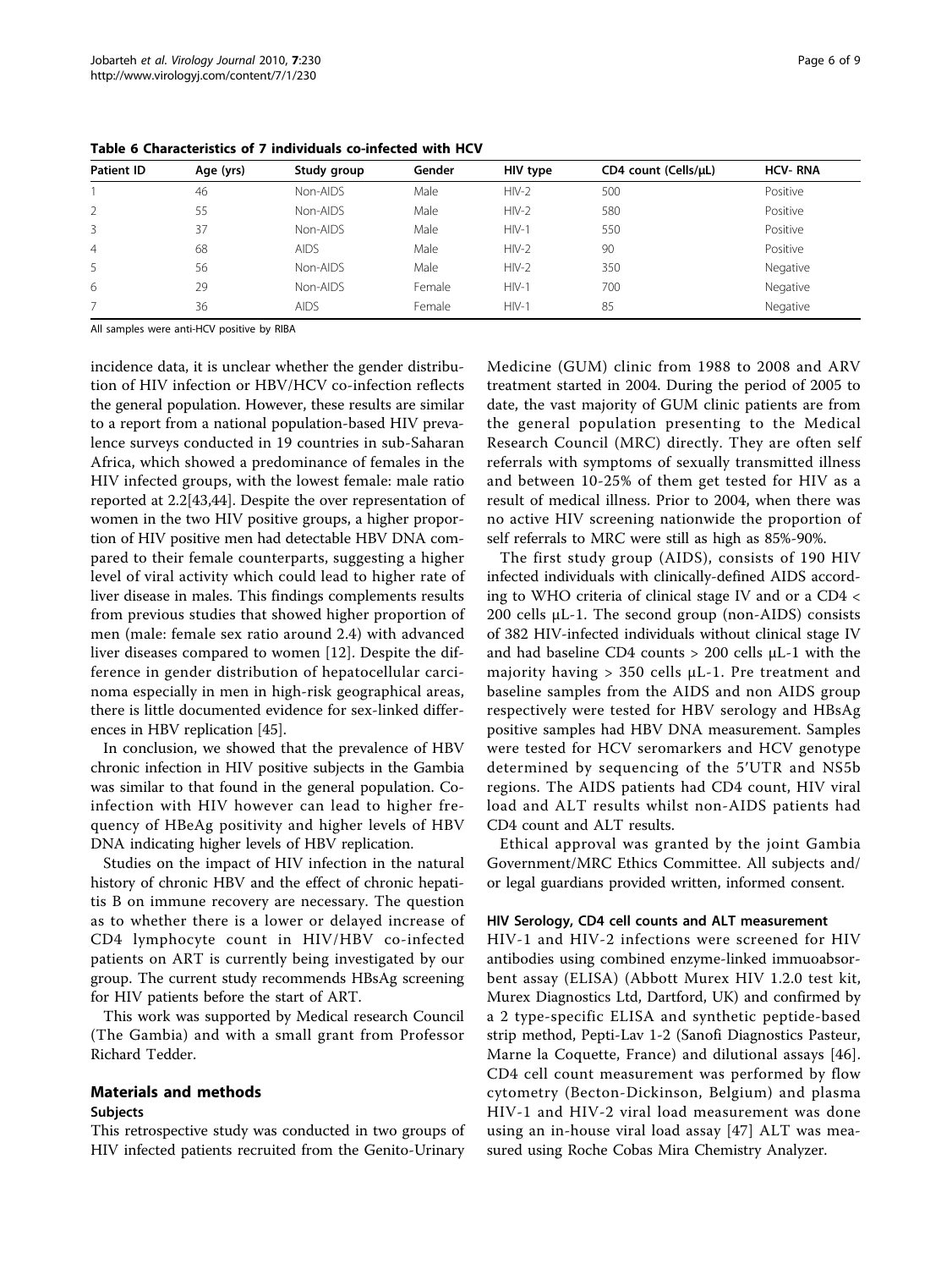**Table 6 Characteristics of 7 individuals co-infected with HCV**

| Patient ID | Age (yrs) | Study group | Gender | HIV type | CD4 count (Cells/μL) | HCV- RNA |
|---|---|---|---|---|---|---|
| 1 | 46 | Non-AIDS | Male | HIV-2 | 500 | Positive |
| 2 | 55 | Non-AIDS | Male | HIV-2 | 580 | Positive |
| 3 | 37 | Non-AIDS | Male | HIV-1 | 550 | Positive |
| 4 | 68 | AIDS | Male | HIV-2 | 90 | Positive |
| 5 | 56 | Non-AIDS | Male | HIV-2 | 350 | Negative |
| 6 | 29 | Non-AIDS | Female | HIV-1 | 700 | Negative |
| 7 | 36 | AIDS | Female | HIV-1 | 85 | Negative |

All samples were anti-HCV positive by RIBA

incidence data, it is unclear whether the gender distribution of HIV infection or HBV/HCV co-infection reflects the general population. However, these results are similar to a report from a national population-based HIV prevalence surveys conducted in 19 countries in sub-Saharan Africa, which showed a predominance of females in the HIV infected groups, with the lowest female: male ratio reported at 2.2[43,44]. Despite the over representation of women in the two HIV positive groups, a higher proportion of HIV positive men had detectable HBV DNA compared to their female counterparts, suggesting a higher level of viral activity which could lead to higher rate of liver disease in males. This findings complements results from previous studies that showed higher proportion of men (male: female sex ratio around 2.4) with advanced liver diseases compared to women [12]. Despite the difference in gender distribution of hepatocellular carcinoma especially in men in high-risk geographical areas, there is little documented evidence for sex-linked differences in HBV replication [45].

In conclusion, we showed that the prevalence of HBV chronic infection in HIV positive subjects in the Gambia was similar to that found in the general population. Co-infection with HIV however can lead to higher frequency of HBeAg positivity and higher levels of HBV DNA indicating higher levels of HBV replication.

Studies on the impact of HIV infection in the natural history of chronic HBV and the effect of chronic hepatitis B on immune recovery are necessary. The question as to whether there is a lower or delayed increase of CD4 lymphocyte count in HIV/HBV co-infected patients on ART is currently being investigated by our group. The current study recommends HBsAg screening for HIV patients before the start of ART.

This work was supported by Medical research Council (The Gambia) and with a small grant from Professor Richard Tedder.

## Materials and methods

### Subjects

This retrospective study was conducted in two groups of HIV infected patients recruited from the Genito-Urinary Medicine (GUM) clinic from 1988 to 2008 and ARV treatment started in 2004. During the period of 2005 to date, the vast majority of GUM clinic patients are from the general population presenting to the Medical Research Council (MRC) directly. They are often self referrals with symptoms of sexually transmitted illness and between 10-25% of them get tested for HIV as a result of medical illness. Prior to 2004, when there was no active HIV screening nationwide the proportion of self referrals to MRC were still as high as 85%-90%.

The first study group (AIDS), consists of 190 HIV infected individuals with clinically-defined AIDS according to WHO criteria of clinical stage IV and or a CD4 < 200 cells μL-1. The second group (non-AIDS) consists of 382 HIV-infected individuals without clinical stage IV and had baseline CD4 counts > 200 cells μL-1 with the majority having > 350 cells μL-1. Pre treatment and baseline samples from the AIDS and non AIDS group respectively were tested for HBV serology and HBsAg positive samples had HBV DNA measurement. Samples were tested for HCV seromarkers and HCV genotype determined by sequencing of the 5′UTR and NS5b regions. The AIDS patients had CD4 count, HIV viral load and ALT results whilst non-AIDS patients had CD4 count and ALT results.

Ethical approval was granted by the joint Gambia Government/MRC Ethics Committee. All subjects and/or legal guardians provided written, informed consent.

### HIV Serology, CD4 cell counts and ALT measurement

HIV-1 and HIV-2 infections were screened for HIV antibodies using combined enzyme-linked immuoabsorbent assay (ELISA) (Abbott Murex HIV 1.2.0 test kit, Murex Diagnostics Ltd, Dartford, UK) and confirmed by a 2 type-specific ELISA and synthetic peptide-based strip method, Pepti-Lav 1-2 (Sanofi Diagnostics Pasteur, Marne la Coquette, France) and dilutional assays [46]. CD4 cell count measurement was performed by flow cytometry (Becton-Dickinson, Belgium) and plasma HIV-1 and HIV-2 viral load measurement was done using an in-house viral load assay [47] ALT was measured using Roche Cobas Mira Chemistry Analyzer.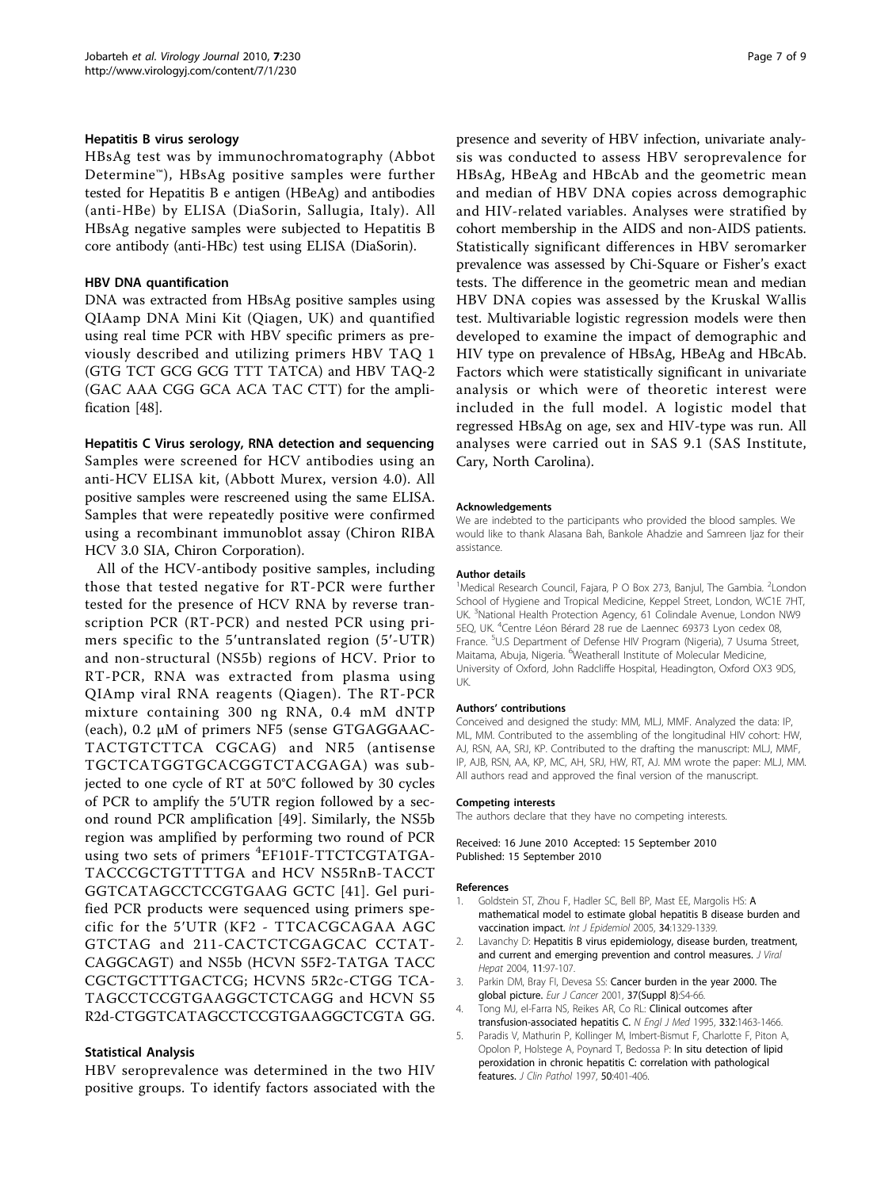### Hepatitis B virus serology

HBsAg test was by immunochromatography (Abbot Determine™), HBsAg positive samples were further tested for Hepatitis B e antigen (HBeAg) and antibodies (anti-HBe) by ELISA (DiaSorin, Sallugia, Italy). All HBsAg negative samples were subjected to Hepatitis B core antibody (anti-HBc) test using ELISA (DiaSorin).

### HBV DNA quantification

DNA was extracted from HBsAg positive samples using QIAamp DNA Mini Kit (Qiagen, UK) and quantified using real time PCR with HBV specific primers as previously described and utilizing primers HBV TAQ 1 (GTG TCT GCG GCG TTT TATCA) and HBV TAQ-2 (GAC AAA CGG GCA ACA TAC CTT) for the amplification [48].

### Hepatitis C Virus serology, RNA detection and sequencing

Samples were screened for HCV antibodies using an anti-HCV ELISA kit, (Abbott Murex, version 4.0). All positive samples were rescreened using the same ELISA. Samples that were repeatedly positive were confirmed using a recombinant immunoblot assay (Chiron RIBA HCV 3.0 SIA, Chiron Corporation).

All of the HCV-antibody positive samples, including those that tested negative for RT-PCR were further tested for the presence of HCV RNA by reverse transcription PCR (RT-PCR) and nested PCR using primers specific to the 5′untranslated region (5′-UTR) and non-structural (NS5b) regions of HCV. Prior to RT-PCR, RNA was extracted from plasma using QIAmp viral RNA reagents (Qiagen). The RT-PCR mixture containing 300 ng RNA, 0.4 mM dNTP (each), 0.2 μM of primers NF5 (sense GTGAGGAAC-TACTGTCTTCA CGCAG) and NR5 (antisense TGCTCATGGTGCACGGTCTACGAGA) was subjected to one cycle of RT at 50°C followed by 30 cycles of PCR to amplify the 5′UTR region followed by a second round PCR amplification [49]. Similarly, the NS5b region was amplified by performing two round of PCR using two sets of primers [4]EF101F-TTCTCGTATGA-TACCCGCTGTTTTGA and HCV NS5RnB-TACCT GGTCATAGCCTCCGTGAAG GCTC [41]. Gel purified PCR products were sequenced using primers specific for the 5′UTR (KF2 - TTCACGCAGAA AGC GTCTAG and 211-CACTCTCGAGCAC CCTAT-CAGGCAGT) and NS5b (HCVN S5F2-TATGA TACC CGCTGCTTTGACTCG; HCVNS 5R2c-CTGG TCA-TAGCCTCCGTGAAGGCTCTCAGG and HCVN S5 R2d-CTGGTCATAGCCTCCGTGAAGGCTCGTA GG.

### Statistical Analysis

HBV seroprevalence was determined in the two HIV positive groups. To identify factors associated with the presence and severity of HBV infection, univariate analysis was conducted to assess HBV seroprevalence for HBsAg, HBeAg and HBcAb and the geometric mean and median of HBV DNA copies across demographic and HIV-related variables. Analyses were stratified by cohort membership in the AIDS and non-AIDS patients. Statistically significant differences in HBV seromarker prevalence was assessed by Chi-Square or Fisher's exact tests. The difference in the geometric mean and median HBV DNA copies was assessed by the Kruskal Wallis test. Multivariable logistic regression models were then developed to examine the impact of demographic and HIV type on prevalence of HBsAg, HBeAg and HBcAb. Factors which were statistically significant in univariate analysis or which were of theoretic interest were included in the full model. A logistic model that regressed HBsAg on age, sex and HIV-type was run. All analyses were carried out in SAS 9.1 (SAS Institute, Cary, North Carolina).

#### Acknowledgements

We are indebted to the participants who provided the blood samples. We would like to thank Alasana Bah, Bankole Ahadzie and Samreen Ijaz for their assistance.

#### Author details

[1]Medical Research Council, Fajara, P O Box 273, Banjul, The Gambia. [2]London School of Hygiene and Tropical Medicine, Keppel Street, London, WC1E 7HT, UK. [3]National Health Protection Agency, 61 Colindale Avenue, London NW9 5EQ, UK. [4]Centre Léon Bérard 28 rue de Laennec 69373 Lyon cedex 08, France. [5]U.S Department of Defense HIV Program (Nigeria), 7 Usuma Street, Maitama, Abuja, Nigeria. [6]Weatherall Institute of Molecular Medicine, University of Oxford, John Radcliffe Hospital, Headington, Oxford OX3 9DS, UK.

#### Authors' contributions

Conceived and designed the study: MM, MLJ, MMF. Analyzed the data: IP, ML, MM. Contributed to the assembling of the longitudinal HIV cohort: HW, AJ, RSN, AA, SRJ, KP. Contributed to the drafting the manuscript: MLJ, MMF, IP, AJB, RSN, AA, KP, MC, AH, SRJ, HW, RT, AJ. MM wrote the paper: MLJ, MM. All authors read and approved the final version of the manuscript.

#### Competing interests

The authors declare that they have no competing interests.

Received: 16 June 2010 Accepted: 15 September 2010
Published: 15 September 2010

#### References

1. Goldstein ST, Zhou F, Hadler SC, Bell BP, Mast EE, Margolis HS: **A mathematical model to estimate global hepatitis B disease burden and vaccination impact.** *Int J Epidemiol* 2005, **34**:1329-1339.
2. Lavanchy D: **Hepatitis B virus epidemiology, disease burden, treatment, and current and emerging prevention and control measures.** *J Viral Hepat* 2004, **11**:97-107.
3. Parkin DM, Bray FI, Devesa SS: **Cancer burden in the year 2000. The global picture.** *Eur J Cancer* 2001, **37(Suppl 8)**:S4-66.
4. Tong MJ, el-Farra NS, Reikes AR, Co RL: **Clinical outcomes after transfusion-associated hepatitis C.** *N Engl J Med* 1995, **332**:1463-1466.
5. Paradis V, Mathurin P, Kollinger M, Imbert-Bismut F, Charlotte F, Piton A, Opolon P, Holstege A, Poynard T, Bedossa P: **In situ detection of lipid peroxidation in chronic hepatitis C: correlation with pathological features.** *J Clin Pathol* 1997, **50**:401-406.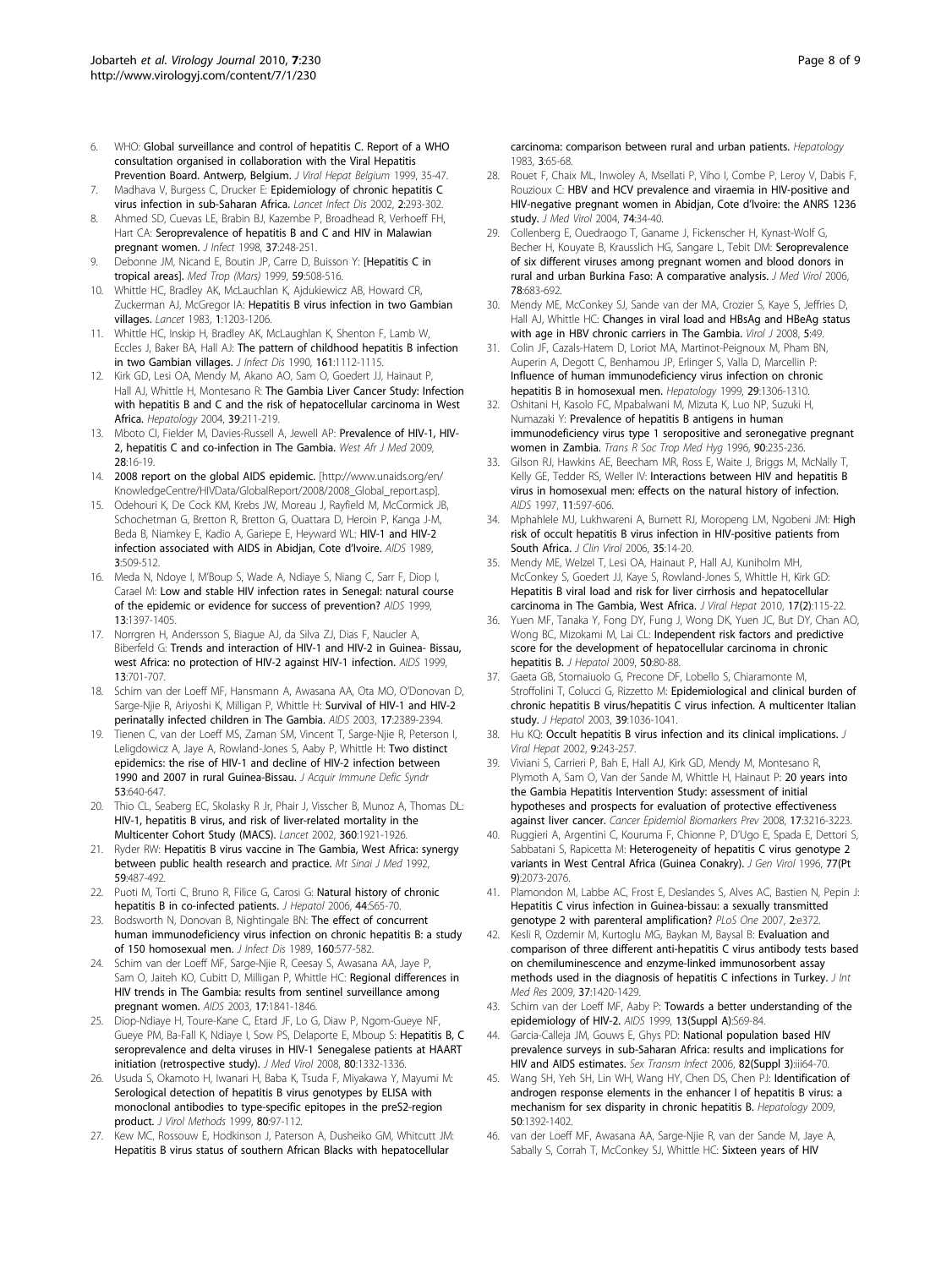6. WHO: **Global surveillance and control of hepatitis C. Report of a WHO consultation organised in collaboration with the Viral Hepatitis Prevention Board. Antwerp, Belgium.** *J Viral Hepat Belgium* 1999, 35-47.
7. Madhava V, Burgess C, Drucker E: **Epidemiology of chronic hepatitis C virus infection in sub-Saharan Africa.** *Lancet Infect Dis* 2002, **2**:293-302.
8. Ahmed SD, Cuevas LE, Brabin BJ, Kazembe P, Broadhead R, Verhoeff FH, Hart CA: **Seroprevalence of hepatitis B and C and HIV in Malawian pregnant women.** *J Infect* 1998, **37**:248-251.
9. Debonne JM, Nicand E, Boutin JP, Carre D, Buisson Y: **[Hepatitis C in tropical areas].** *Med Trop (Mars)* 1999, **59**:508-516.
10. Whittle HC, Bradley AK, McLauchlan K, Ajdukiewicz AB, Howard CR, Zuckerman AJ, McGregor IA: **Hepatitis B virus infection in two Gambian villages.** *Lancet* 1983, **1**:1203-1206.
11. Whittle HC, Inskip H, Bradley AK, McLaughlan K, Shenton F, Lamb W, Eccles J, Baker BA, Hall AJ: **The pattern of childhood hepatitis B infection in two Gambian villages.** *J Infect Dis* 1990, **161**:1112-1115.
12. Kirk GD, Lesi OA, Mendy M, Akano AO, Sam O, Goedert JJ, Hainaut P, Hall AJ, Whittle H, Montesano R: **The Gambia Liver Cancer Study: Infection with hepatitis B and C and the risk of hepatocellular carcinoma in West Africa.** *Hepatology* 2004, **39**:211-219.
13. Mboto CI, Fielder M, Davies-Russell A, Jewell AP: **Prevalence of HIV-1, HIV-2, hepatitis C and co-infection in The Gambia.** *West Afr J Med* 2009, **28**:16-19.
14. **2008 report on the global AIDS epidemic.** [http://www.unaids.org/en/KnowledgeCentre/HIVData/GlobalReport/2008/2008_Global_report.asp].
15. Odehouri K, De Cock KM, Krebs JW, Moreau J, Rayfield M, McCormick JB, Schochetman G, Bretton R, Bretton G, Ouattara D, Heroin P, Kanga J-M, Beda B, Niamkey E, Kadio A, Gariepe E, Heyward WL: **HIV-1 and HIV-2 infection associated with AIDS in Abidjan, Cote d'Ivoire.** *AIDS* 1989, **3**:509-512.
16. Meda N, Ndoye I, M'Boup S, Wade A, Ndiaye S, Niang C, Sarr F, Diop I, Carael M: **Low and stable HIV infection rates in Senegal: natural course of the epidemic or evidence for success of prevention?** *AIDS* 1999, **13**:1397-1405.
17. Norrgren H, Andersson S, Biague AJ, da Silva ZJ, Dias F, Naucler A, Biberfeld G: **Trends and interaction of HIV-1 and HIV-2 in Guinea- Bissau, west Africa: no protection of HIV-2 against HIV-1 infection.** *AIDS* 1999, **13**:701-707.
18. Schim van der Loeff MF, Hansmann A, Awasana AA, Ota MO, O'Donovan D, Sarge-Njie R, Ariyoshi K, Milligan P, Whittle H: **Survival of HIV-1 and HIV-2 perinatally infected children in The Gambia.** *AIDS* 2003, **17**:2389-2394.
19. Tienen C, van der Loeff MS, Zaman SM, Vincent T, Sarge-Njie R, Peterson I, Leligdowicz A, Jaye A, Rowland-Jones S, Aaby P, Whittle H: **Two distinct epidemics: the rise of HIV-1 and decline of HIV-2 infection between 1990 and 2007 in rural Guinea-Bissau.** *J Acquir Immune Defic Syndr* **53**:640-647.
20. Thio CL, Seaberg EC, Skolasky R Jr, Phair J, Visscher B, Munoz A, Thomas DL: **HIV-1, hepatitis B virus, and risk of liver-related mortality in the Multicenter Cohort Study (MACS).** *Lancet* 2002, **360**:1921-1926.
21. Ryder RW: **Hepatitis B virus vaccine in The Gambia, West Africa: synergy between public health research and practice.** *Mt Sinai J Med* 1992, **59**:487-492.
22. Puoti M, Torti C, Bruno R, Filice G, Carosi G: **Natural history of chronic hepatitis B in co-infected patients.** *J Hepatol* 2006, **44**:S65-70.
23. Bodsworth N, Donovan B, Nightingale BN: **The effect of concurrent human immunodeficiency virus infection on chronic hepatitis B: a study of 150 homosexual men.** *J Infect Dis* 1989, **160**:577-582.
24. Schim van der Loeff MF, Sarge-Njie R, Ceesay S, Awasana AA, Jaye P, Sam O, Jaiteh KO, Cubitt D, Milligan P, Whittle HC: **Regional differences in HIV trends in The Gambia: results from sentinel surveillance among pregnant women.** *AIDS* 2003, **17**:1841-1846.
25. Diop-Ndiaye H, Toure-Kane C, Etard JF, Lo G, Diaw P, Ngom-Gueye NF, Gueye PM, Ba-Fall K, Ndiaye I, Sow PS, Delaporte E, Mboup S: **Hepatitis B, C seroprevalence and delta viruses in HIV-1 Senegalese patients at HAART initiation (retrospective study).** *J Med Virol* 2008, **80**:1332-1336.
26. Usuda S, Okamoto H, Iwanari H, Baba K, Tsuda F, Miyakawa Y, Mayumi M: **Serological detection of hepatitis B virus genotypes by ELISA with monoclonal antibodies to type-specific epitopes in the preS2-region product.** *J Virol Methods* 1999, **80**:97-112.
27. Kew MC, Rossouw E, Hodkinson J, Paterson A, Dusheiko GM, Whitcutt JM: **Hepatitis B virus status of southern African Blacks with hepatocellular carcinoma: comparison between rural and urban patients.** *Hepatology* 1983, **3**:65-68.
28. Rouet F, Chaix ML, Inwoley A, Msellati P, Viho I, Combe P, Leroy V, Dabis F, Rouzioux C: **HBV and HCV prevalence and viraemia in HIV-positive and HIV-negative pregnant women in Abidjan, Cote d'Ivoire: the ANRS 1236 study.** *J Med Virol* 2004, **74**:34-40.
29. Collenberg E, Ouedraogo T, Ganame J, Fickenscher H, Kynast-Wolf G, Becher H, Kouyate B, Krausslich HG, Sangare L, Tebit DM: **Seroprevalence of six different viruses among pregnant women and blood donors in rural and urban Burkina Faso: A comparative analysis.** *J Med Virol* 2006, **78**:683-692.
30. Mendy ME, McConkey SJ, Sande van der MA, Crozier S, Kaye S, Jeffries D, Hall AJ, Whittle HC: **Changes in viral load and HBsAg and HBeAg status with age in HBV chronic carriers in The Gambia.** *Virol J* 2008, **5**:49.
31. Colin JF, Cazals-Hatem D, Loriot MA, Martinot-Peignoux M, Pham BN, Auperin A, Degott C, Benhamou JP, Erlinger S, Valla D, Marcellin P: **Influence of human immunodeficiency virus infection on chronic hepatitis B in homosexual men.** *Hepatology* 1999, **29**:1306-1310.
32. Oshitani H, Kasolo FC, Mpabalwani M, Mizuta K, Luo NP, Suzuki H, Numazaki Y: **Prevalence of hepatitis B antigens in human immunodeficiency virus type 1 seropositive and seronegative pregnant women in Zambia.** *Trans R Soc Trop Med Hyg* 1996, **90**:235-236.
33. Gilson RJ, Hawkins AE, Beecham MR, Ross E, Waite J, Briggs M, McNally T, Kelly GE, Tedder RS, Weller IV: **Interactions between HIV and hepatitis B virus in homosexual men: effects on the natural history of infection.** *AIDS* 1997, **11**:597-606.
34. Mphahlele MJ, Lukhwareni A, Burnett RJ, Moropeng LM, Ngobeni JM: **High risk of occult hepatitis B virus infection in HIV-positive patients from South Africa.** *J Clin Virol* 2006, **35**:14-20.
35. Mendy ME, Welzel T, Lesi OA, Hainaut P, Hall AJ, Kuniholm MH, McConkey S, Goedert JJ, Kaye S, Rowland-Jones S, Whittle H, Kirk GD: **Hepatitis B viral load and risk for liver cirrhosis and hepatocellular carcinoma in The Gambia, West Africa.** *J Viral Hepat* 2010, **17(2)**:115-22.
36. Yuen MF, Tanaka Y, Fong DY, Fung J, Wong DK, Yuen JC, But DY, Chan AO, Wong BC, Mizokami M, Lai CL: **Independent risk factors and predictive score for the development of hepatocellular carcinoma in chronic hepatitis B.** *J Hepatol* 2009, **50**:80-88.
37. Gaeta GB, Stornaiuolo G, Precone DF, Lobello S, Chiaramonte M, Stroffolini T, Colucci G, Rizzetto M: **Epidemiological and clinical burden of chronic hepatitis B virus/hepatitis C virus infection. A multicenter Italian study.** *J Hepatol* 2003, **39**:1036-1041.
38. Hu KQ: **Occult hepatitis B virus infection and its clinical implications.** *J Viral Hepat* 2002, **9**:243-257.
39. Viviani S, Carrieri P, Bah E, Hall AJ, Kirk GD, Mendy M, Montesano R, Plymoth A, Sam O, Van der Sande M, Whittle H, Hainaut P: **20 years into the Gambia Hepatitis Intervention Study: assessment of initial hypotheses and prospects for evaluation of protective effectiveness against liver cancer.** *Cancer Epidemiol Biomarkers Prev* 2008, **17**:3216-3223.
40. Ruggieri A, Argentini C, Kouruma F, Chionne P, D'Ugo E, Spada E, Dettori S, Sabbatani S, Rapicetta M: **Heterogeneity of hepatitis C virus genotype 2 variants in West Central Africa (Guinea Conakry).** *J Gen Virol* 1996, **77(Pt 9)**:2073-2076.
41. Plamondon M, Labbe AC, Frost E, Deslandes S, Alves AC, Bastien N, Pepin J: **Hepatitis C virus infection in Guinea-bissau: a sexually transmitted genotype 2 with parenteral amplification?** *PLoS One* 2007, **2**:e372.
42. Kesli R, Ozdemir M, Kurtoglu MG, Baykan M, Baysal B: **Evaluation and comparison of three different anti-hepatitis C virus antibody tests based on chemiluminescence and enzyme-linked immunosorbent assay methods used in the diagnosis of hepatitis C infections in Turkey.** *J Int Med Res* 2009, **37**:1420-1429.
43. Schim van der Loeff MF, Aaby P: **Towards a better understanding of the epidemiology of HIV-2.** *AIDS* 1999, **13(Suppl A)**:S69-84.
44. Garcia-Calleja JM, Gouws E, Ghys PD: **National population based HIV prevalence surveys in sub-Saharan Africa: results and implications for HIV and AIDS estimates.** *Sex Transm Infect* 2006, **82(Suppl 3)**:iii64-70.
45. Wang SH, Yeh SH, Lin WH, Wang HY, Chen DS, Chen PJ: **Identification of androgen response elements in the enhancer I of hepatitis B virus: a mechanism for sex disparity in chronic hepatitis B.** *Hepatology* 2009, **50**:1392-1402.
46. van der Loeff MF, Awasana AA, Sarge-Njie R, van der Sande M, Jaye A, Sabally S, Corrah T, McConkey SJ, Whittle HC: **Sixteen years of HIV**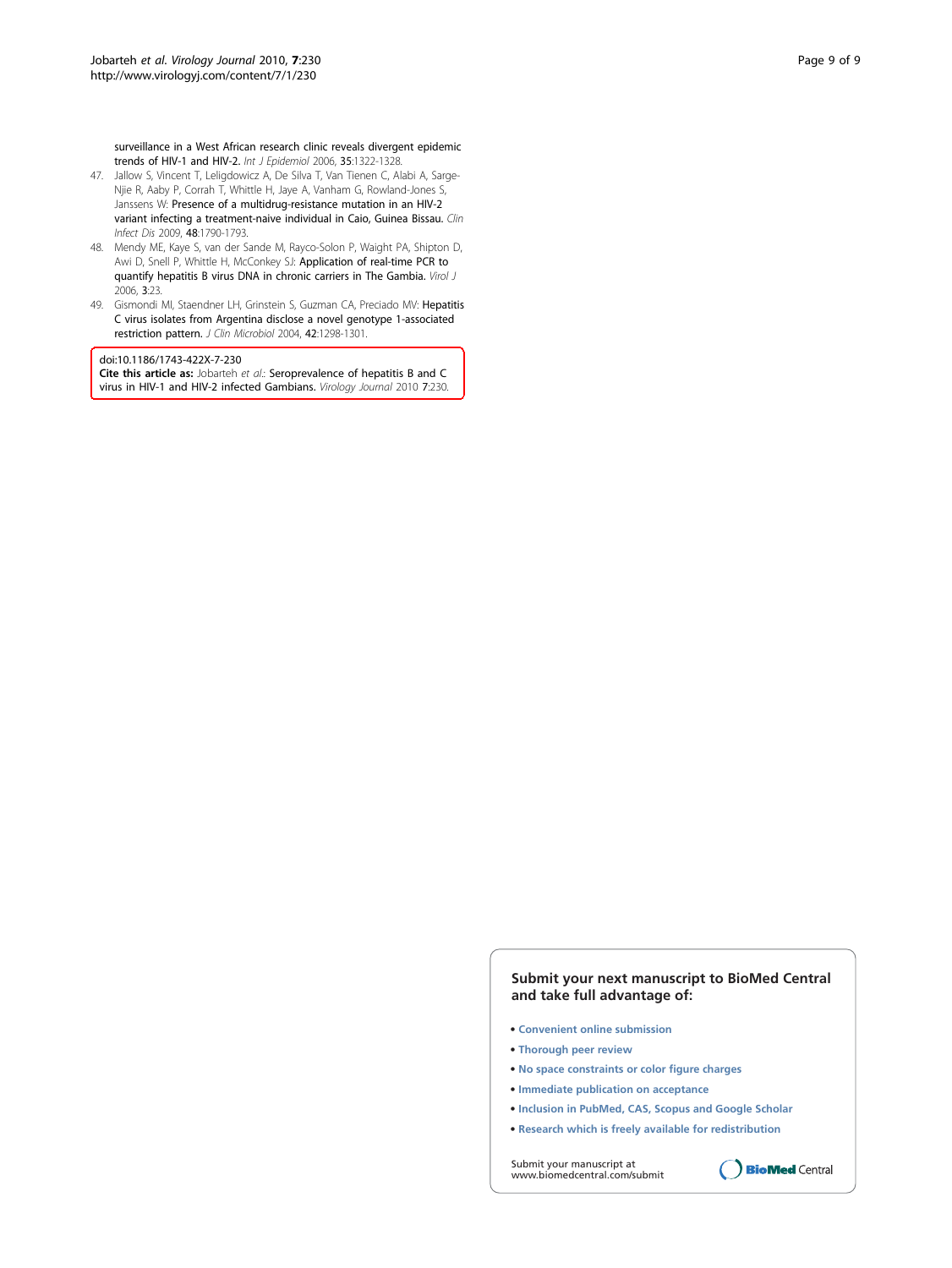surveillance in a West African research clinic reveals divergent epidemic trends of HIV-1 and HIV-2. *Int J Epidemiol* 2006, **35**:1322-1328.

47. Jallow S, Vincent T, Leligdowicz A, De Silva T, Van Tienen C, Alabi A, Sarge-Njie R, Aaby P, Corrah T, Whittle H, Jaye A, Vanham G, Rowland-Jones S, Janssens W: **Presence of a multidrug-resistance mutation in an HIV-2 variant infecting a treatment-naive individual in Caio, Guinea Bissau.** *Clin Infect Dis* 2009, **48**:1790-1793.
48. Mendy ME, Kaye S, van der Sande M, Rayco-Solon P, Waight PA, Shipton D, Awi D, Snell P, Whittle H, McConkey SJ: **Application of real-time PCR to quantify hepatitis B virus DNA in chronic carriers in The Gambia.** *Virol J* 2006, **3**:23.
49. Gismondi MI, Staendner LH, Grinstein S, Guzman CA, Preciado MV: **Hepatitis C virus isolates from Argentina disclose a novel genotype 1-associated restriction pattern.** *J Clin Microbiol* 2004, **42**:1298-1301.

doi:10.1186/1743-422X-7-230
**Cite this article as:** Jobarteh *et al.*: Seroprevalence of hepatitis B and C virus in HIV-1 and HIV-2 infected Gambians. *Virology Journal* 2010 **7**:230.

**Submit your next manuscript to BioMed Central and take full advantage of:**

- Convenient online submission
- Thorough peer review
- No space constraints or color figure charges
- Immediate publication on acceptance
- Inclusion in PubMed, CAS, Scopus and Google Scholar
- Research which is freely available for redistribution

Submit your manuscript at
www.biomedcentral.com/submit

BioMed Central